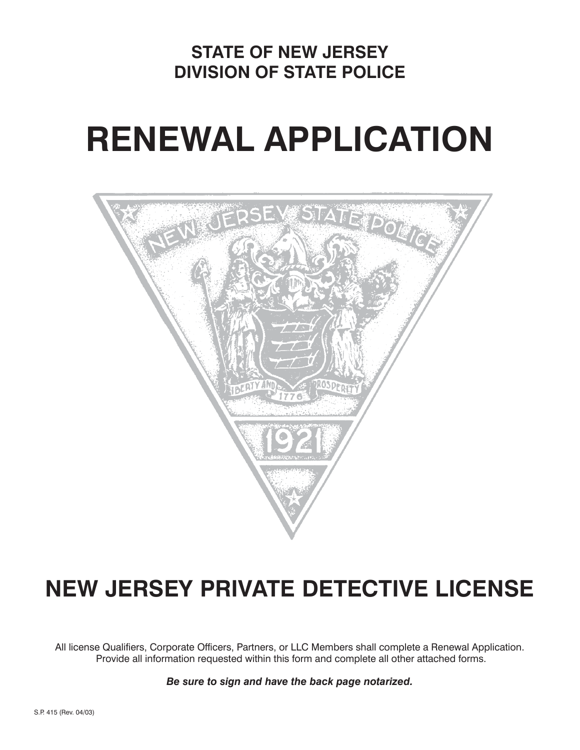**STATE OF NEW JERSEY**
**DIVISION OF STATE POLICE**

# RENEWAL APPLICATION

## NEW JERSEY PRIVATE DETECTIVE LICENSE

All license Qualifiers, Corporate Officers, Partners, or LLC Members shall complete a Renewal Application. Provide all information requested within this form and complete all other attached forms.

***Be sure to sign and have the back page notarized.***

S.P. 415 (Rev. 04/03)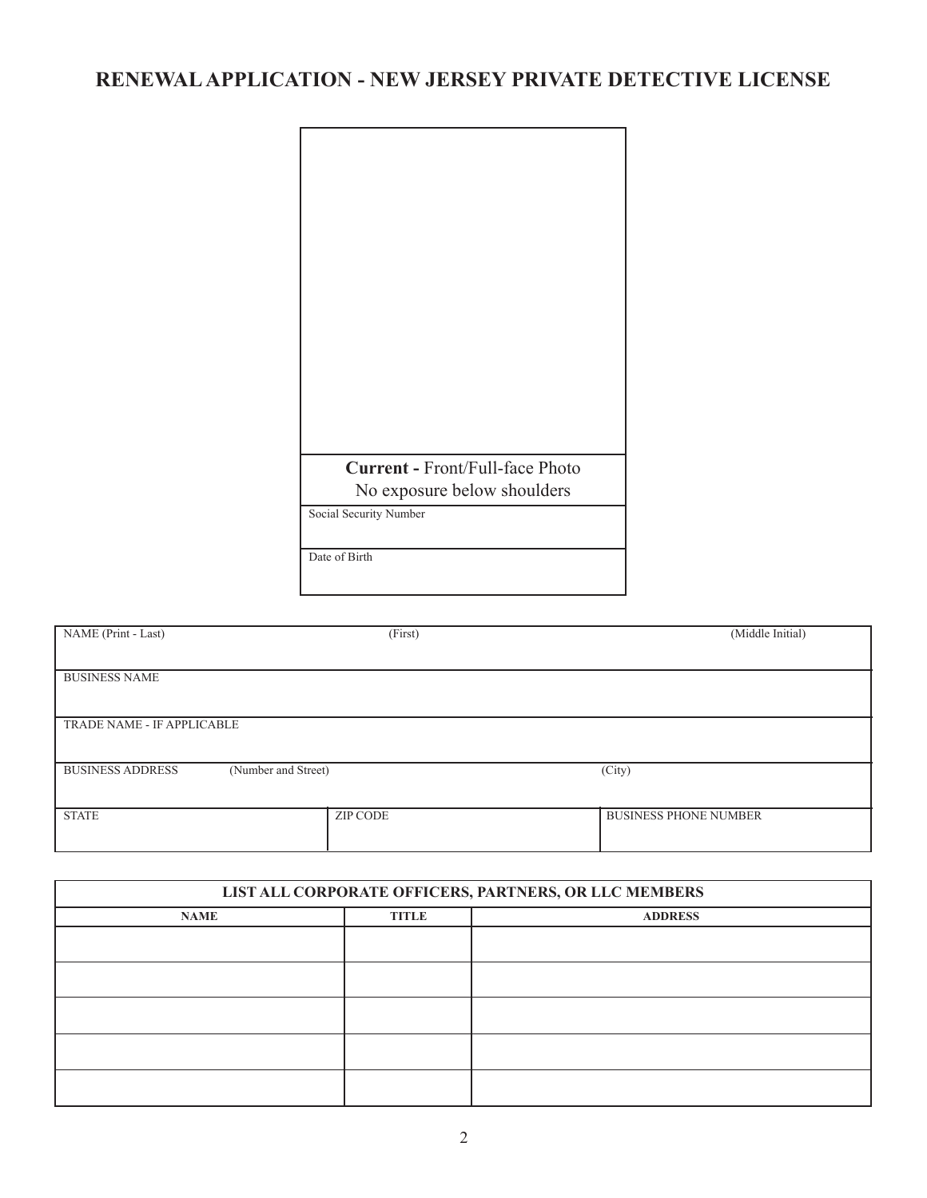# RENEWAL APPLICATION - NEW JERSEY PRIVATE DETECTIVE LICENSE

| **Current -** Front/Full-face Photo No exposure below shoulders |
|---|
| Social Security Number |
| Date of Birth |

| NAME (Print - Last) | (First) | (Middle Initial) |
|---|---|---|
| BUSINESS NAME | | |
| TRADE NAME - IF APPLICABLE | | |
| BUSINESS ADDRESS (Number and Street) | | (City) |
| STATE | ZIP CODE | BUSINESS PHONE NUMBER |

| LIST ALL CORPORATE OFFICERS, PARTNERS, OR LLC MEMBERS | | |
|---|---|---|
| **NAME** | **TITLE** | **ADDRESS** |
| | | |
| | | |
| | | |
| | | |
| | | |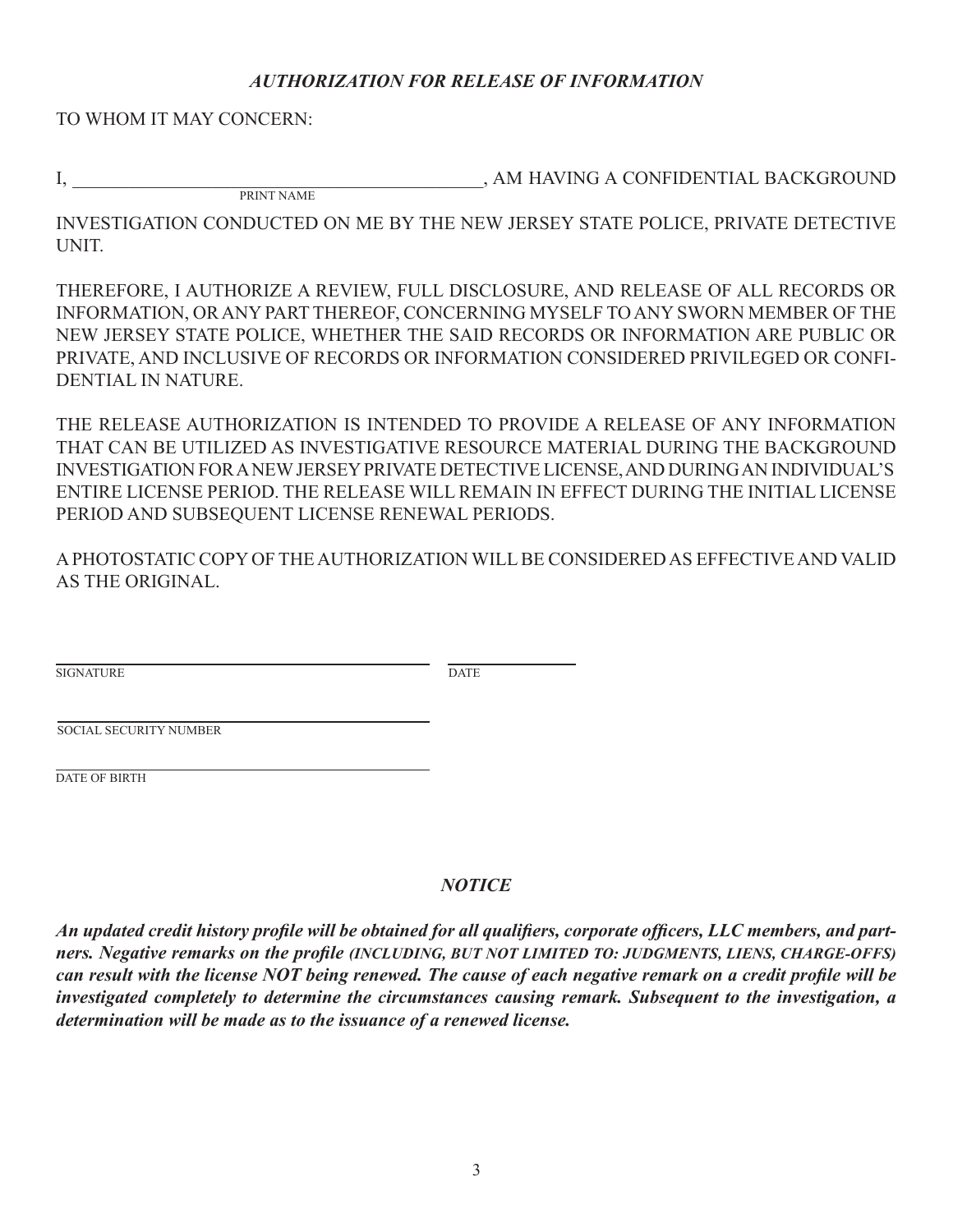### *AUTHORIZATION FOR RELEASE OF INFORMATION*

TO WHOM IT MAY CONCERN:

I, \_\_\_\_\_\_\_\_\_\_\_\_\_\_\_\_\_\_\_\_\_\_\_\_\_\_\_\_\_\_\_\_\_\_\_\_\_\_\_\_\_\_\_\_\_, AM HAVING A CONFIDENTIAL BACKGROUND
PRINT NAME

INVESTIGATION CONDUCTED ON ME BY THE NEW JERSEY STATE POLICE, PRIVATE DETECTIVE UNIT.

THEREFORE, I AUTHORIZE A REVIEW, FULL DISCLOSURE, AND RELEASE OF ALL RECORDS OR INFORMATION, OR ANY PART THEREOF, CONCERNING MYSELF TO ANY SWORN MEMBER OF THE NEW JERSEY STATE POLICE, WHETHER THE SAID RECORDS OR INFORMATION ARE PUBLIC OR PRIVATE, AND INCLUSIVE OF RECORDS OR INFORMATION CONSIDERED PRIVILEGED OR CONFIDENTIAL IN NATURE.

THE RELEASE AUTHORIZATION IS INTENDED TO PROVIDE A RELEASE OF ANY INFORMATION THAT CAN BE UTILIZED AS INVESTIGATIVE RESOURCE MATERIAL DURING THE BACKGROUND INVESTIGATION FOR A NEW JERSEY PRIVATE DETECTIVE LICENSE, AND DURING AN INDIVIDUAL'S ENTIRE LICENSE PERIOD. THE RELEASE WILL REMAIN IN EFFECT DURING THE INITIAL LICENSE PERIOD AND SUBSEQUENT LICENSE RENEWAL PERIODS.

A PHOTOSTATIC COPY OF THE AUTHORIZATION WILL BE CONSIDERED AS EFFECTIVE AND VALID AS THE ORIGINAL.

\_\_\_\_\_\_\_\_\_\_\_\_\_\_\_\_\_\_\_\_\_\_\_\_\_\_\_\_\_\_\_\_\_\_\_\_\_\_\_\_ \_\_\_\_\_\_\_\_\_\_\_\_\_\_\_
SIGNATURE DATE

\_\_\_\_\_\_\_\_\_\_\_\_\_\_\_\_\_\_\_\_\_\_\_\_\_\_\_\_\_\_\_\_\_\_\_\_\_\_\_\_
SOCIAL SECURITY NUMBER

\_\_\_\_\_\_\_\_\_\_\_\_\_\_\_\_\_\_\_\_\_\_\_\_\_\_\_\_\_\_\_\_\_\_\_\_\_\_\_\_
DATE OF BIRTH

### *NOTICE*

***An updated credit history profile will be obtained for all qualifiers, corporate officers, LLC members, and partners. Negative remarks on the profile (INCLUDING, BUT NOT LIMITED TO: JUDGMENTS, LIENS, CHARGE-OFFS) can result with the license NOT being renewed. The cause of each negative remark on a credit profile will be investigated completely to determine the circumstances causing remark. Subsequent to the investigation, a determination will be made as to the issuance of a renewed license.***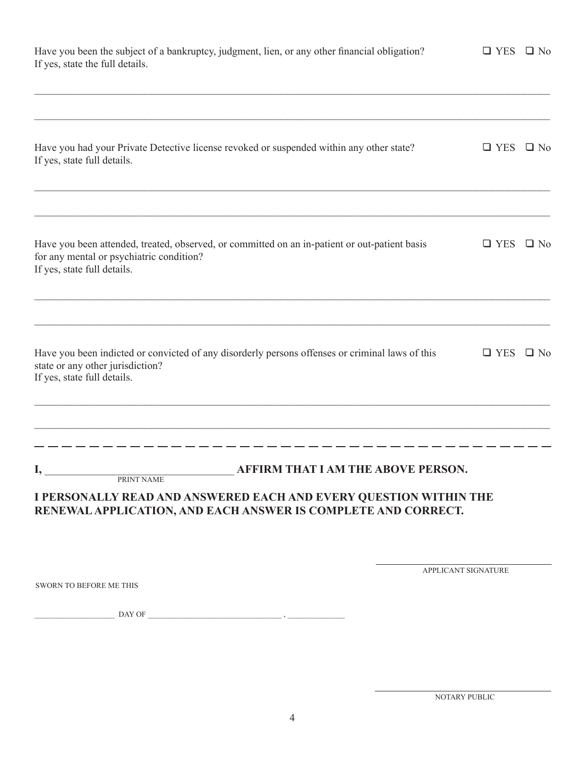Have you been the subject of a bankruptcy, judgment, lien, or any other financial obligation? ❑ YES ❑ No
If yes, state the full details.

\_\_\_\_\_\_\_\_\_\_\_\_\_\_\_\_\_\_\_\_\_\_\_\_\_\_\_\_\_\_\_\_\_\_\_\_\_\_\_\_\_\_\_\_\_\_\_\_\_\_\_\_\_\_\_\_\_\_\_\_\_\_\_\_\_\_\_\_\_\_\_\_\_\_\_\_\_\_

\_\_\_\_\_\_\_\_\_\_\_\_\_\_\_\_\_\_\_\_\_\_\_\_\_\_\_\_\_\_\_\_\_\_\_\_\_\_\_\_\_\_\_\_\_\_\_\_\_\_\_\_\_\_\_\_\_\_\_\_\_\_\_\_\_\_\_\_\_\_\_\_\_\_\_\_\_\_

Have you had your Private Detective license revoked or suspended within any other state? ❑ YES ❑ No
If yes, state full details.

\_\_\_\_\_\_\_\_\_\_\_\_\_\_\_\_\_\_\_\_\_\_\_\_\_\_\_\_\_\_\_\_\_\_\_\_\_\_\_\_\_\_\_\_\_\_\_\_\_\_\_\_\_\_\_\_\_\_\_\_\_\_\_\_\_\_\_\_\_\_\_\_\_\_\_\_\_\_

\_\_\_\_\_\_\_\_\_\_\_\_\_\_\_\_\_\_\_\_\_\_\_\_\_\_\_\_\_\_\_\_\_\_\_\_\_\_\_\_\_\_\_\_\_\_\_\_\_\_\_\_\_\_\_\_\_\_\_\_\_\_\_\_\_\_\_\_\_\_\_\_\_\_\_\_\_\_

Have you been attended, treated, observed, or committed on an in-patient or out-patient basis for any mental or psychiatric condition? ❑ YES ❑ No
If yes, state full details.

\_\_\_\_\_\_\_\_\_\_\_\_\_\_\_\_\_\_\_\_\_\_\_\_\_\_\_\_\_\_\_\_\_\_\_\_\_\_\_\_\_\_\_\_\_\_\_\_\_\_\_\_\_\_\_\_\_\_\_\_\_\_\_\_\_\_\_\_\_\_\_\_\_\_\_\_\_\_

\_\_\_\_\_\_\_\_\_\_\_\_\_\_\_\_\_\_\_\_\_\_\_\_\_\_\_\_\_\_\_\_\_\_\_\_\_\_\_\_\_\_\_\_\_\_\_\_\_\_\_\_\_\_\_\_\_\_\_\_\_\_\_\_\_\_\_\_\_\_\_\_\_\_\_\_\_\_

Have you been indicted or convicted of any disorderly persons offenses or criminal laws of this state or any other jurisdiction? ❑ YES ❑ No
If yes, state full details.

\_\_\_\_\_\_\_\_\_\_\_\_\_\_\_\_\_\_\_\_\_\_\_\_\_\_\_\_\_\_\_\_\_\_\_\_\_\_\_\_\_\_\_\_\_\_\_\_\_\_\_\_\_\_\_\_\_\_\_\_\_\_\_\_\_\_\_\_\_\_\_\_\_\_\_\_\_\_

\_\_\_\_\_\_\_\_\_\_\_\_\_\_\_\_\_\_\_\_\_\_\_\_\_\_\_\_\_\_\_\_\_\_\_\_\_\_\_\_\_\_\_\_\_\_\_\_\_\_\_\_\_\_\_\_\_\_\_\_\_\_\_\_\_\_\_\_\_\_\_\_\_\_\_\_\_\_

---

**I, \_\_\_\_\_\_\_\_\_\_\_\_\_\_\_\_\_\_\_\_\_\_\_\_\_\_\_\_\_\_\_\_ AFFIRM THAT I AM THE ABOVE PERSON.**
PRINT NAME

**I PERSONALLY READ AND ANSWERED EACH AND EVERY QUESTION WITHIN THE RENEWAL APPLICATION, AND EACH ANSWER IS COMPLETE AND CORRECT.**

\_\_\_\_\_\_\_\_\_\_\_\_\_\_\_\_\_\_\_\_\_\_\_\_\_\_\_\_\_\_\_\_
APPLICANT SIGNATURE

SWORN TO BEFORE ME THIS

\_\_\_\_\_\_\_\_\_\_\_\_\_\_\_\_\_\_ DAY OF \_\_\_\_\_\_\_\_\_\_\_\_\_\_\_\_\_\_\_\_\_\_\_\_\_\_\_\_\_\_ , \_\_\_\_\_\_\_\_\_\_\_\_\_

\_\_\_\_\_\_\_\_\_\_\_\_\_\_\_\_\_\_\_\_\_\_\_\_\_\_\_\_\_\_\_\_
NOTARY PUBLIC